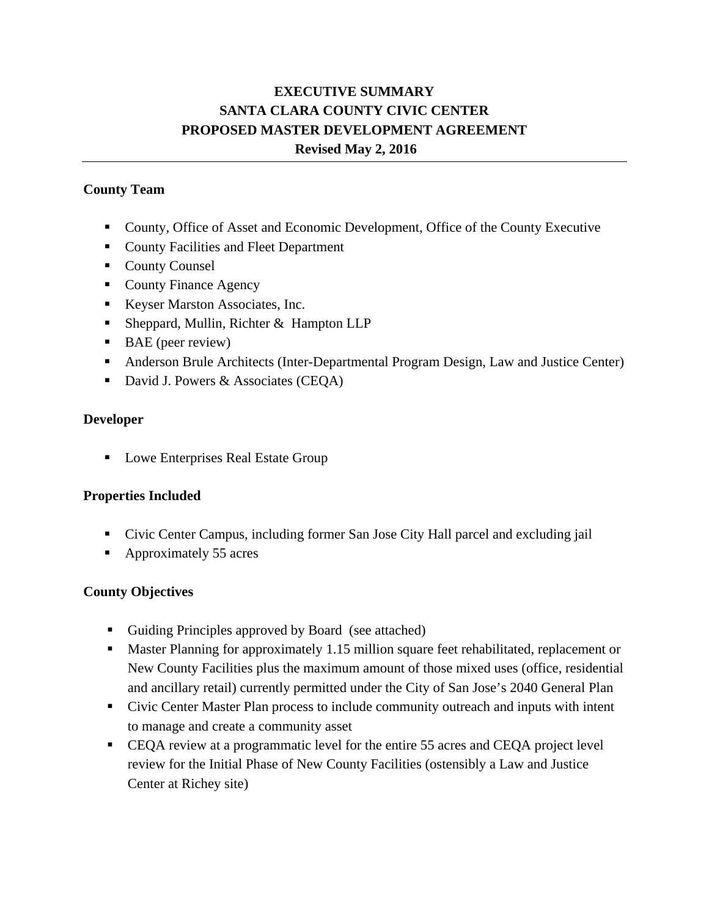# EXECUTIVE SUMMARY
# SANTA CLARA COUNTY CIVIC CENTER
# PROPOSED MASTER DEVELOPMENT AGREEMENT
**Revised May 2, 2016**

---

### County Team

- County, Office of Asset and Economic Development, Office of the County Executive
- County Facilities and Fleet Department
- County Counsel
- County Finance Agency
- Keyser Marston Associates, Inc.
- Sheppard, Mullin, Richter & Hampton LLP
- BAE (peer review)
- Anderson Brule Architects (Inter-Departmental Program Design, Law and Justice Center)
- David J. Powers & Associates (CEQA)

### Developer

- Lowe Enterprises Real Estate Group

### Properties Included

- Civic Center Campus, including former San Jose City Hall parcel and excluding jail
- Approximately 55 acres

### County Objectives

- Guiding Principles approved by Board (see attached)
- Master Planning for approximately 1.15 million square feet rehabilitated, replacement or New County Facilities plus the maximum amount of those mixed uses (office, residential and ancillary retail) currently permitted under the City of San Jose's 2040 General Plan
- Civic Center Master Plan process to include community outreach and inputs with intent to manage and create a community asset
- CEQA review at a programmatic level for the entire 55 acres and CEQA project level review for the Initial Phase of New County Facilities (ostensibly a Law and Justice Center at Richey site)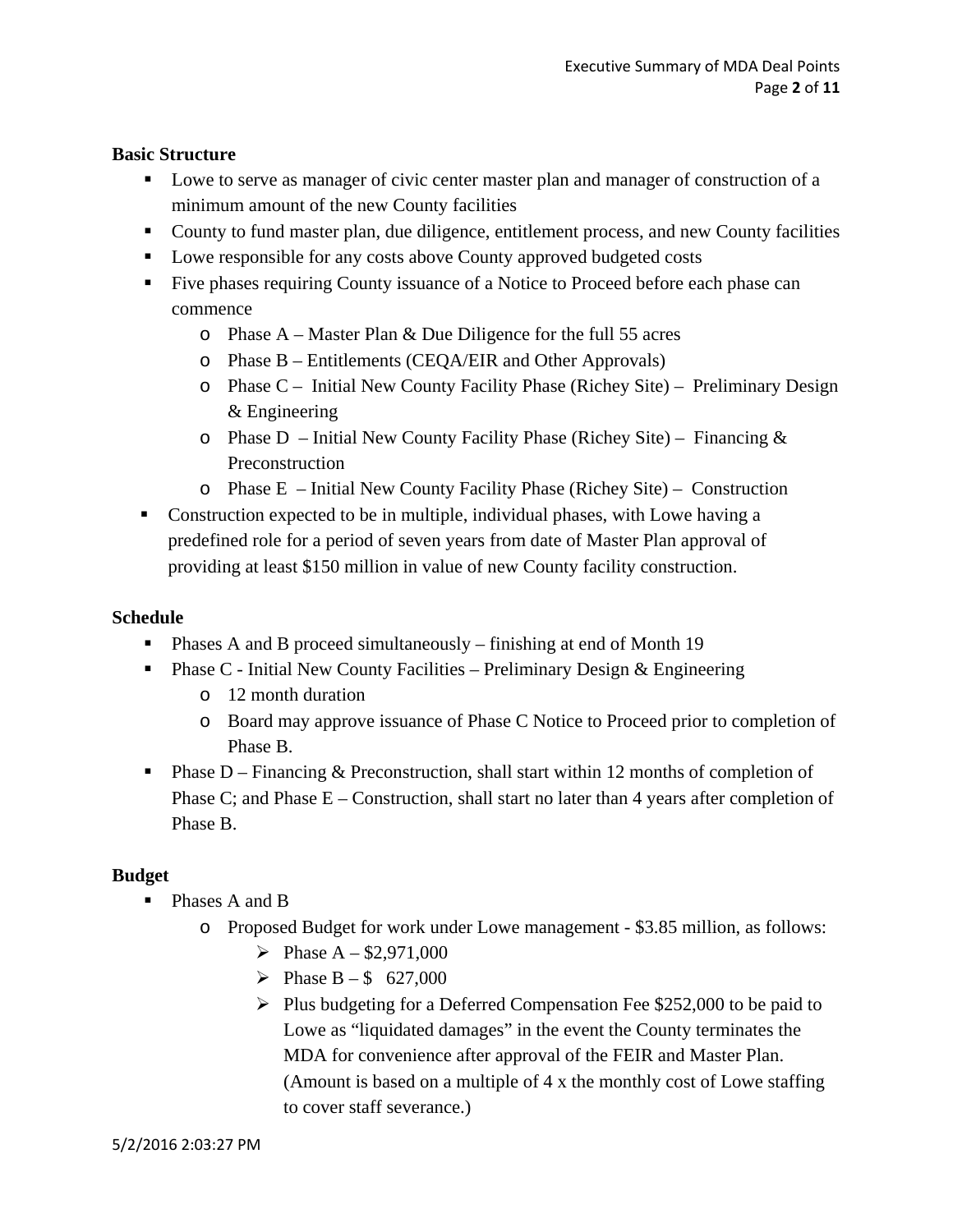**Basic Structure**

- Lowe to serve as manager of civic center master plan and manager of construction of a minimum amount of the new County facilities
- County to fund master plan, due diligence, entitlement process, and new County facilities
- Lowe responsible for any costs above County approved budgeted costs
- Five phases requiring County issuance of a Notice to Proceed before each phase can commence
  - Phase A – Master Plan & Due Diligence for the full 55 acres
  - Phase B – Entitlements (CEQA/EIR and Other Approvals)
  - Phase C – Initial New County Facility Phase (Richey Site) – Preliminary Design & Engineering
  - Phase D – Initial New County Facility Phase (Richey Site) – Financing & Preconstruction
  - Phase E – Initial New County Facility Phase (Richey Site) – Construction
- Construction expected to be in multiple, individual phases, with Lowe having a predefined role for a period of seven years from date of Master Plan approval of providing at least $150 million in value of new County facility construction.

**Schedule**

- Phases A and B proceed simultaneously – finishing at end of Month 19
- Phase C - Initial New County Facilities – Preliminary Design & Engineering
  - 12 month duration
  - Board may approve issuance of Phase C Notice to Proceed prior to completion of Phase B.
- Phase D – Financing & Preconstruction, shall start within 12 months of completion of Phase C; and Phase E – Construction, shall start no later than 4 years after completion of Phase B.

**Budget**

- Phases A and B
  - Proposed Budget for work under Lowe management - $3.85 million, as follows:
    - Phase A – $2,971,000
    - Phase B – $ 627,000
    - Plus budgeting for a Deferred Compensation Fee $252,000 to be paid to Lowe as "liquidated damages" in the event the County terminates the MDA for convenience after approval of the FEIR and Master Plan. (Amount is based on a multiple of 4 x the monthly cost of Lowe staffing to cover staff severance.)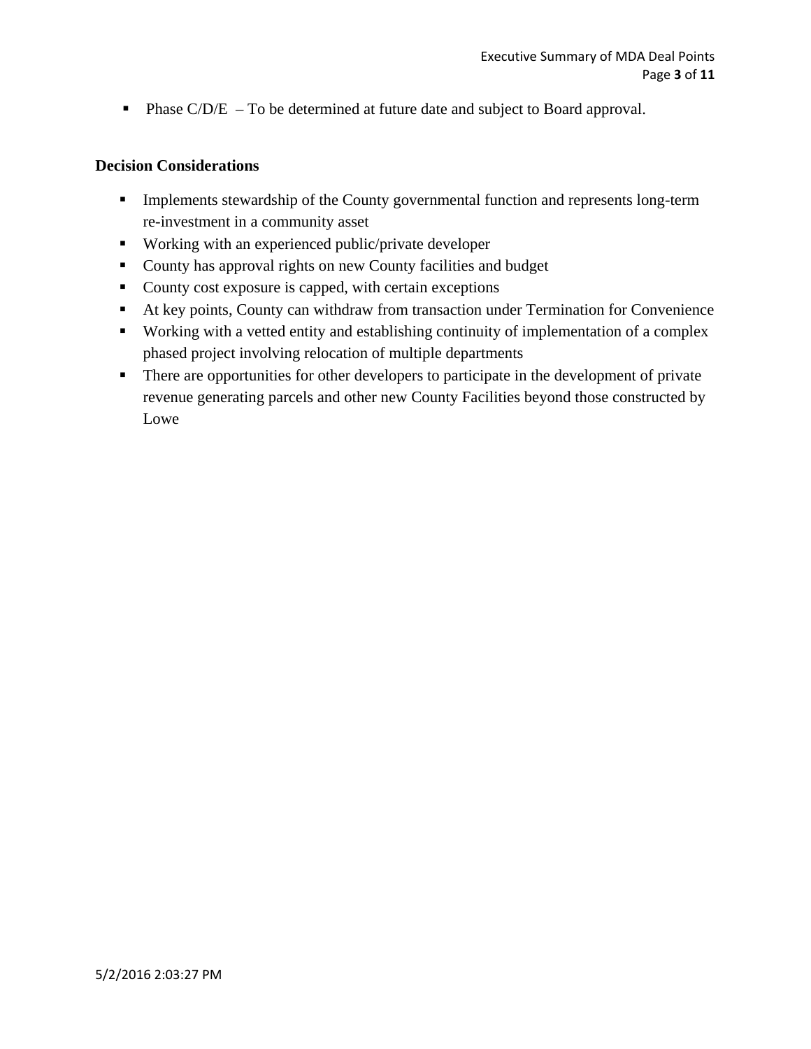- Phase C/D/E – To be determined at future date and subject to Board approval.

**Decision Considerations**

- Implements stewardship of the County governmental function and represents long-term re-investment in a community asset
- Working with an experienced public/private developer
- County has approval rights on new County facilities and budget
- County cost exposure is capped, with certain exceptions
- At key points, County can withdraw from transaction under Termination for Convenience
- Working with a vetted entity and establishing continuity of implementation of a complex phased project involving relocation of multiple departments
- There are opportunities for other developers to participate in the development of private revenue generating parcels and other new County Facilities beyond those constructed by Lowe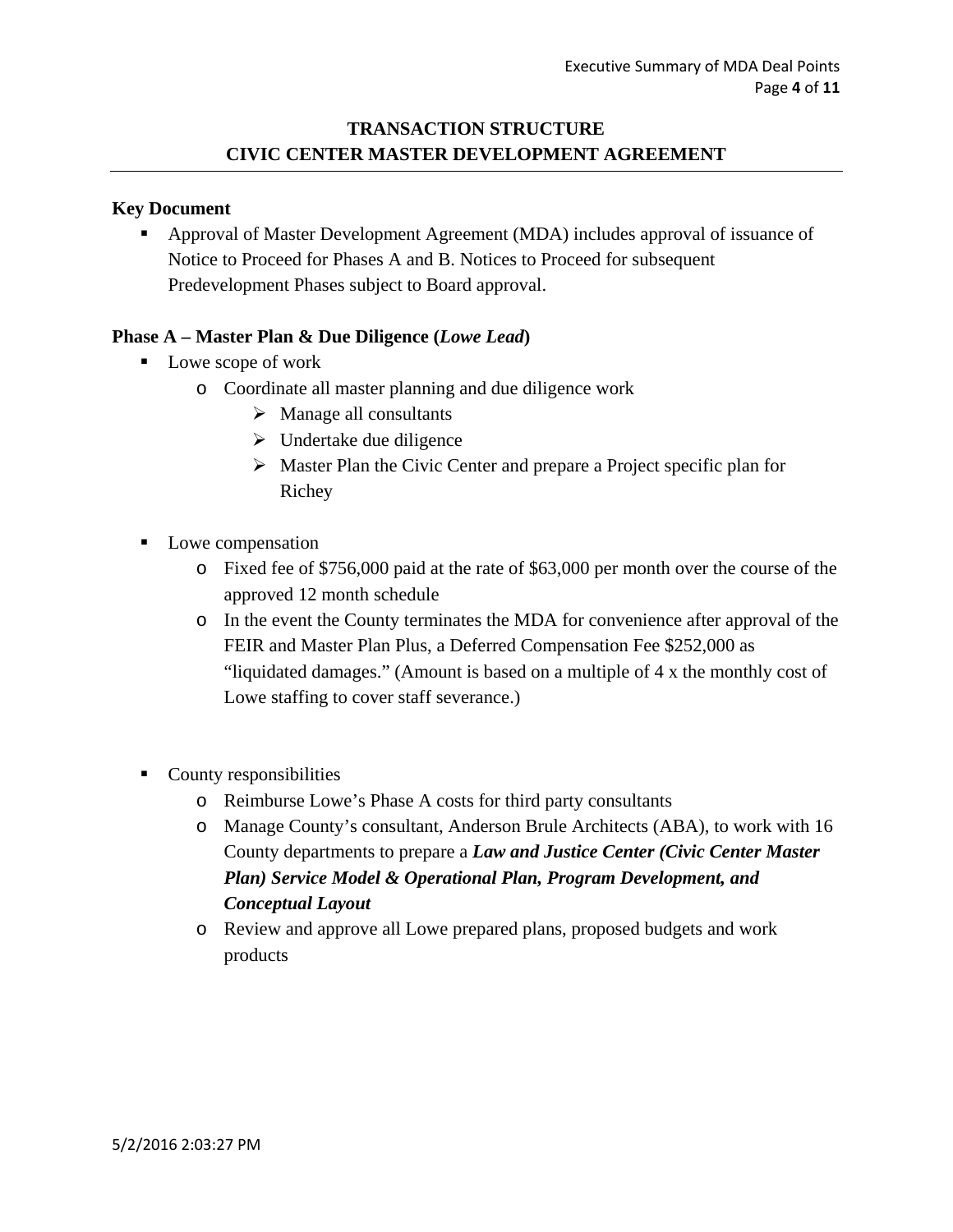# TRANSACTION STRUCTURE
## CIVIC CENTER MASTER DEVELOPMENT AGREEMENT

**Key Document**

- Approval of Master Development Agreement (MDA) includes approval of issuance of Notice to Proceed for Phases A and B. Notices to Proceed for subsequent Predevelopment Phases subject to Board approval.

**Phase A – Master Plan & Due Diligence (*Lowe Lead*)**

- Lowe scope of work
  - Coordinate all master planning and due diligence work
    - Manage all consultants
    - Undertake due diligence
    - Master Plan the Civic Center and prepare a Project specific plan for Richey
- Lowe compensation
  - Fixed fee of $756,000 paid at the rate of $63,000 per month over the course of the approved 12 month schedule
  - In the event the County terminates the MDA for convenience after approval of the FEIR and Master Plan Plus, a Deferred Compensation Fee $252,000 as "liquidated damages." (Amount is based on a multiple of 4 x the monthly cost of Lowe staffing to cover staff severance.)
- County responsibilities
  - Reimburse Lowe's Phase A costs for third party consultants
  - Manage County's consultant, Anderson Brule Architects (ABA), to work with 16 County departments to prepare a ***Law and Justice Center (Civic Center Master Plan) Service Model & Operational Plan, Program Development, and Conceptual Layout***
  - Review and approve all Lowe prepared plans, proposed budgets and work products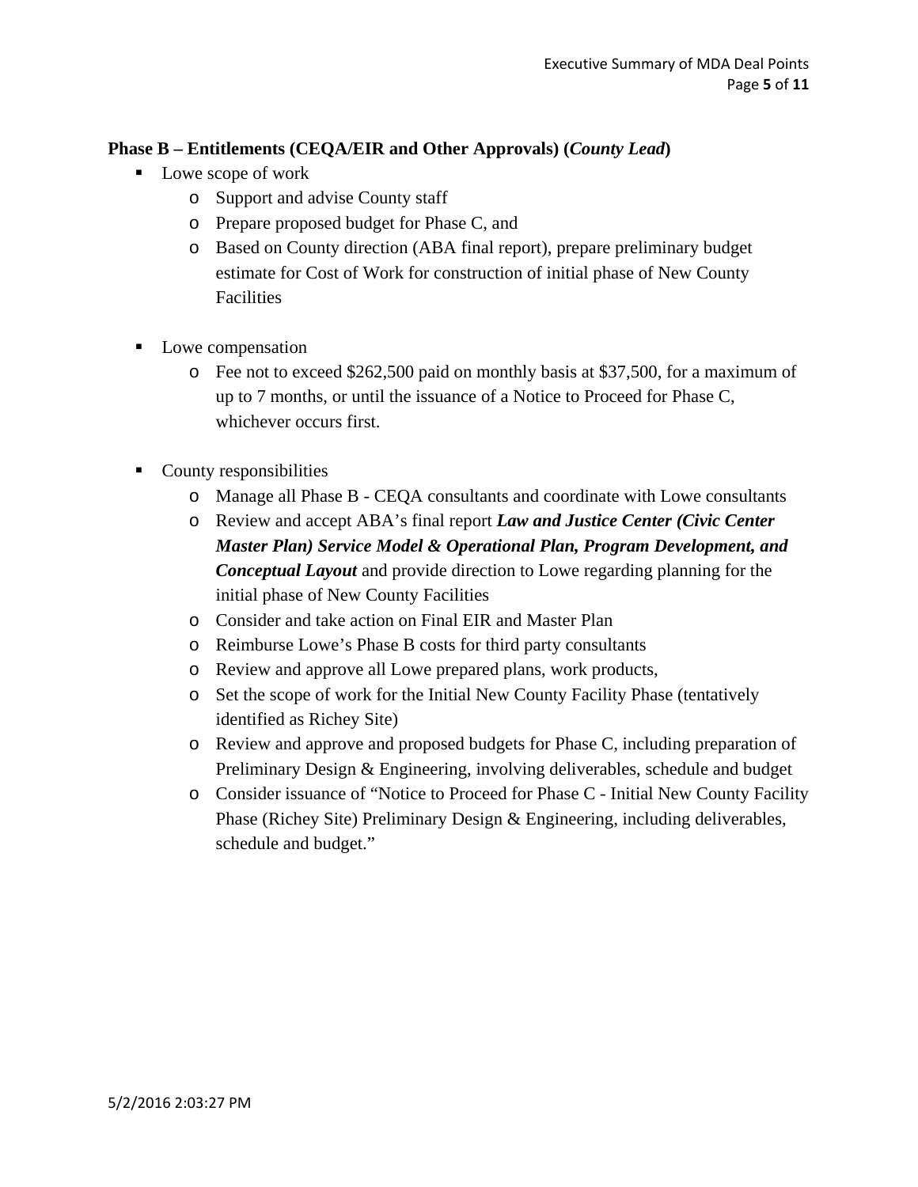**Phase B – Entitlements (CEQA/EIR and Other Approvals) (*County Lead*)**

- Lowe scope of work
  - Support and advise County staff
  - Prepare proposed budget for Phase C, and
  - Based on County direction (ABA final report), prepare preliminary budget estimate for Cost of Work for construction of initial phase of New County Facilities

- Lowe compensation
  - Fee not to exceed $262,500 paid on monthly basis at $37,500, for a maximum of up to 7 months, or until the issuance of a Notice to Proceed for Phase C, whichever occurs first.

- County responsibilities
  - Manage all Phase B - CEQA consultants and coordinate with Lowe consultants
  - Review and accept ABA's final report ***Law and Justice Center (Civic Center Master Plan) Service Model & Operational Plan, Program Development, and Conceptual Layout*** and provide direction to Lowe regarding planning for the initial phase of New County Facilities
  - Consider and take action on Final EIR and Master Plan
  - Reimburse Lowe's Phase B costs for third party consultants
  - Review and approve all Lowe prepared plans, work products,
  - Set the scope of work for the Initial New County Facility Phase (tentatively identified as Richey Site)
  - Review and approve and proposed budgets for Phase C, including preparation of Preliminary Design & Engineering, involving deliverables, schedule and budget
  - Consider issuance of "Notice to Proceed for Phase C - Initial New County Facility Phase (Richey Site) Preliminary Design & Engineering, including deliverables, schedule and budget."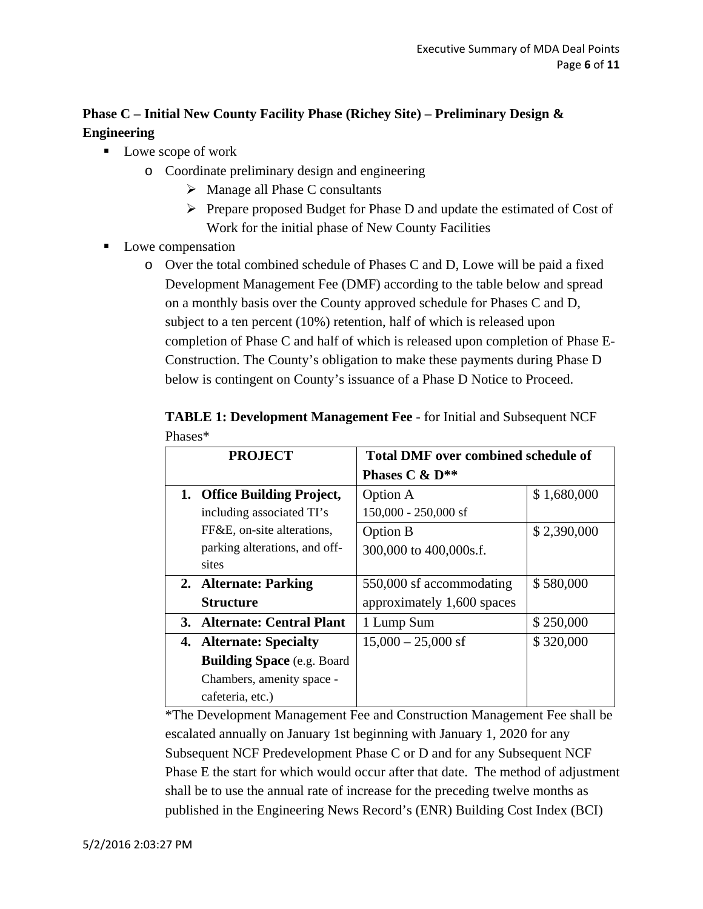**Phase C – Initial New County Facility Phase (Richey Site) – Preliminary Design & Engineering**

- Lowe scope of work
  - Coordinate preliminary design and engineering
    - Manage all Phase C consultants
    - Prepare proposed Budget for Phase D and update the estimated of Cost of Work for the initial phase of New County Facilities
- Lowe compensation
  - Over the total combined schedule of Phases C and D, Lowe will be paid a fixed Development Management Fee (DMF) according to the table below and spread on a monthly basis over the County approved schedule for Phases C and D, subject to a ten percent (10%) retention, half of which is released upon completion of Phase C and half of which is released upon completion of Phase E-Construction. The County's obligation to make these payments during Phase D below is contingent on County's issuance of a Phase D Notice to Proceed.

**TABLE 1: Development Management Fee** - for Initial and Subsequent NCF Phases*

| PROJECT | Total DMF over combined schedule of Phases C & D** | |
|---|---|---|
| 1. **Office Building Project,** including associated TI's FF&E, on-site alterations, parking alterations, and off-sites | Option A 150,000 - 250,000 sf | $ 1,680,000 |
| | Option B 300,000 to 400,000s.f. | $ 2,390,000 |
| 2. **Alternate: Parking Structure** | 550,000 sf accommodating approximately 1,600 spaces | $ 580,000 |
| 3. **Alternate: Central Plant** | 1 Lump Sum | $ 250,000 |
| 4. **Alternate: Specialty Building Space** (e.g. Board Chambers, amenity space - cafeteria, etc.) | 15,000 – 25,000 sf | $ 320,000 |

*The Development Management Fee and Construction Management Fee shall be escalated annually on January 1st beginning with January 1, 2020 for any Subsequent NCF Predevelopment Phase C or D and for any Subsequent NCF Phase E the start for which would occur after that date. The method of adjustment shall be to use the annual rate of increase for the preceding twelve months as published in the Engineering News Record's (ENR) Building Cost Index (BCI)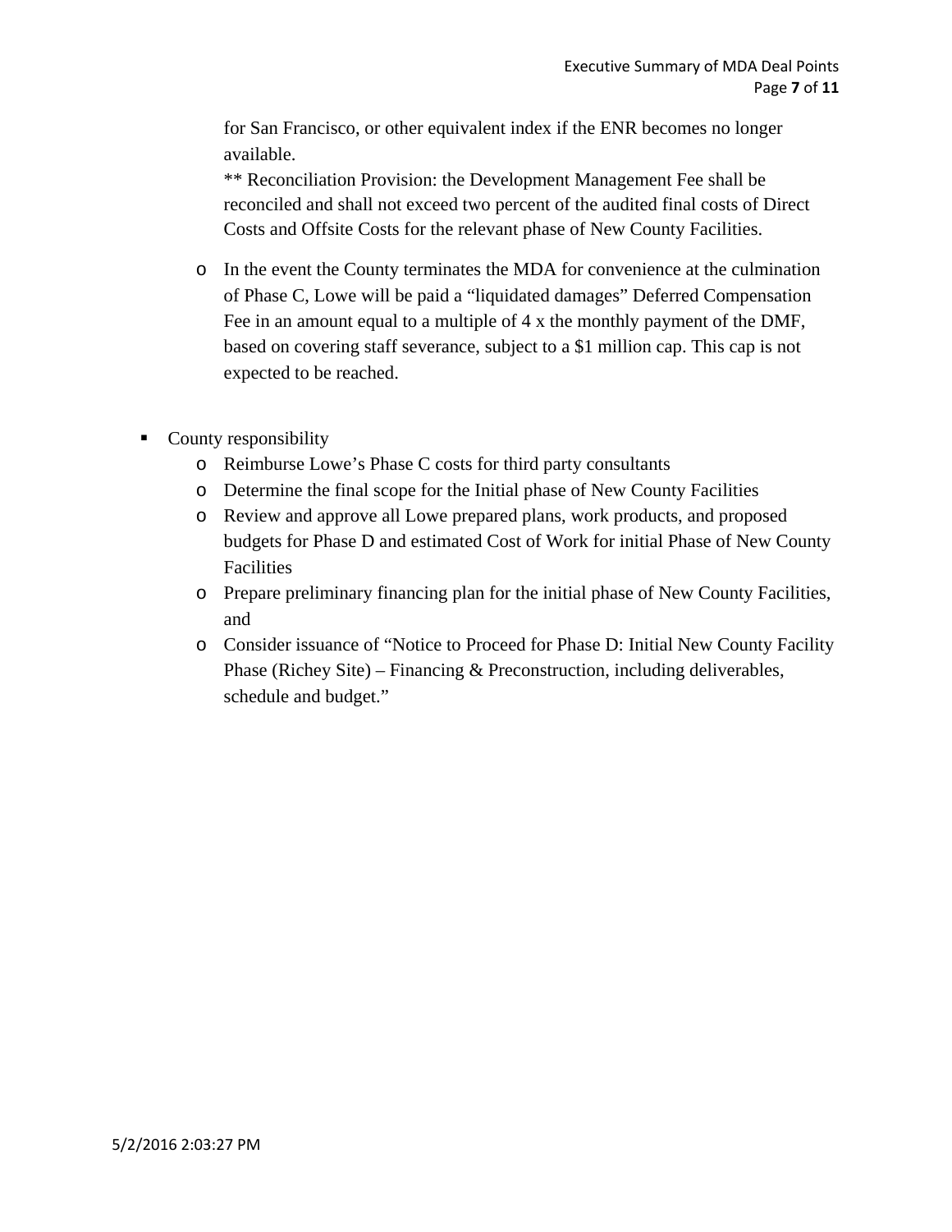for San Francisco, or other equivalent index if the ENR becomes no longer available.
** Reconciliation Provision: the Development Management Fee shall be reconciled and shall not exceed two percent of the audited final costs of Direct Costs and Offsite Costs for the relevant phase of New County Facilities.

  - In the event the County terminates the MDA for convenience at the culmination of Phase C, Lowe will be paid a "liquidated damages" Deferred Compensation Fee in an amount equal to a multiple of 4 x the monthly payment of the DMF, based on covering staff severance, subject to a $1 million cap. This cap is not expected to be reached.

- County responsibility
  - Reimburse Lowe's Phase C costs for third party consultants
  - Determine the final scope for the Initial phase of New County Facilities
  - Review and approve all Lowe prepared plans, work products, and proposed budgets for Phase D and estimated Cost of Work for initial Phase of New County Facilities
  - Prepare preliminary financing plan for the initial phase of New County Facilities, and
  - Consider issuance of "Notice to Proceed for Phase D: Initial New County Facility Phase (Richey Site) – Financing & Preconstruction, including deliverables, schedule and budget."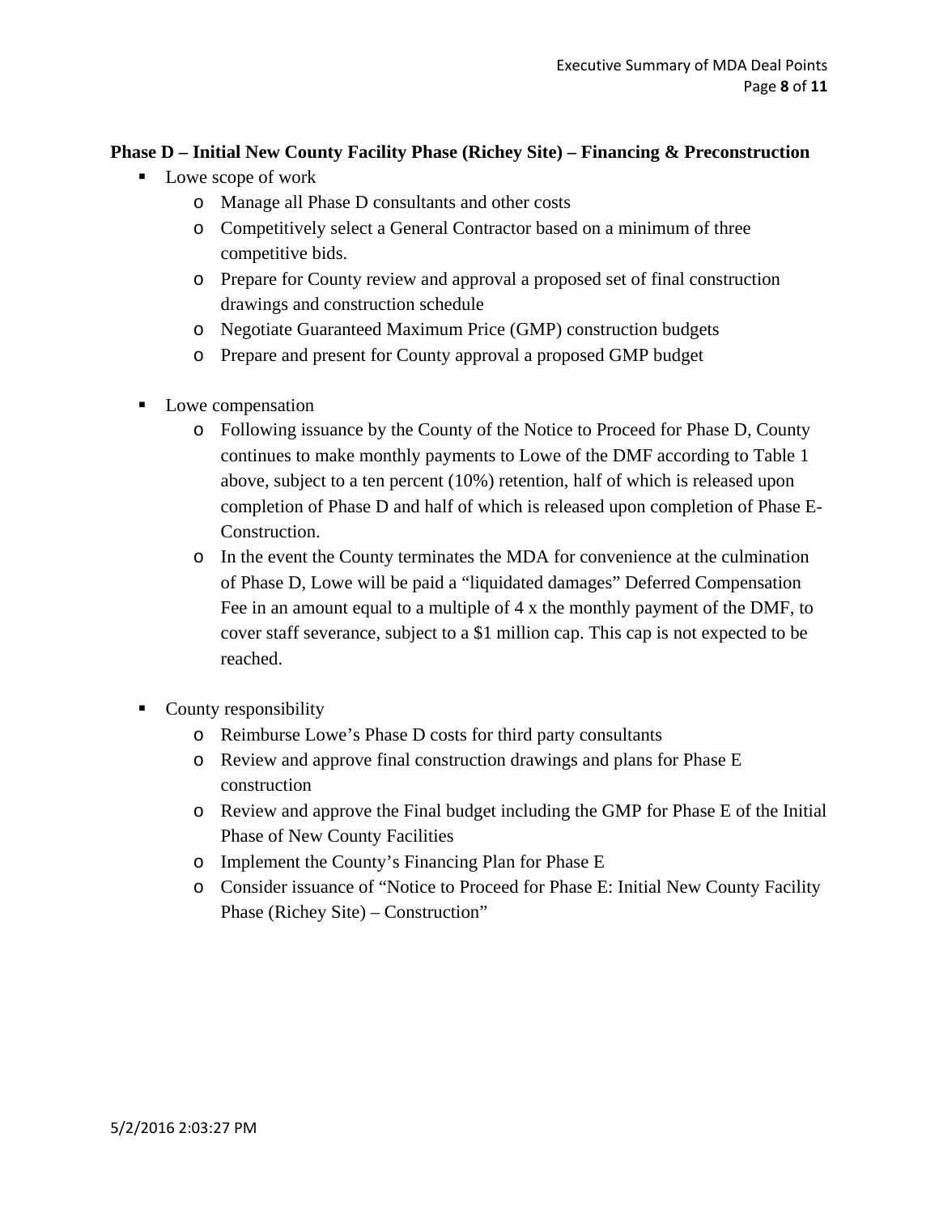**Phase D – Initial New County Facility Phase (Richey Site) – Financing & Preconstruction**

- Lowe scope of work
  - Manage all Phase D consultants and other costs
  - Competitively select a General Contractor based on a minimum of three competitive bids.
  - Prepare for County review and approval a proposed set of final construction drawings and construction schedule
  - Negotiate Guaranteed Maximum Price (GMP) construction budgets
  - Prepare and present for County approval a proposed GMP budget

- Lowe compensation
  - Following issuance by the County of the Notice to Proceed for Phase D, County continues to make monthly payments to Lowe of the DMF according to Table 1 above, subject to a ten percent (10%) retention, half of which is released upon completion of Phase D and half of which is released upon completion of Phase E-Construction.
  - In the event the County terminates the MDA for convenience at the culmination of Phase D, Lowe will be paid a "liquidated damages" Deferred Compensation Fee in an amount equal to a multiple of 4 x the monthly payment of the DMF, to cover staff severance, subject to a $1 million cap. This cap is not expected to be reached.

- County responsibility
  - Reimburse Lowe's Phase D costs for third party consultants
  - Review and approve final construction drawings and plans for Phase E construction
  - Review and approve the Final budget including the GMP for Phase E of the Initial Phase of New County Facilities
  - Implement the County's Financing Plan for Phase E
  - Consider issuance of "Notice to Proceed for Phase E: Initial New County Facility Phase (Richey Site) – Construction"

5/2/2016 2:03:27 PM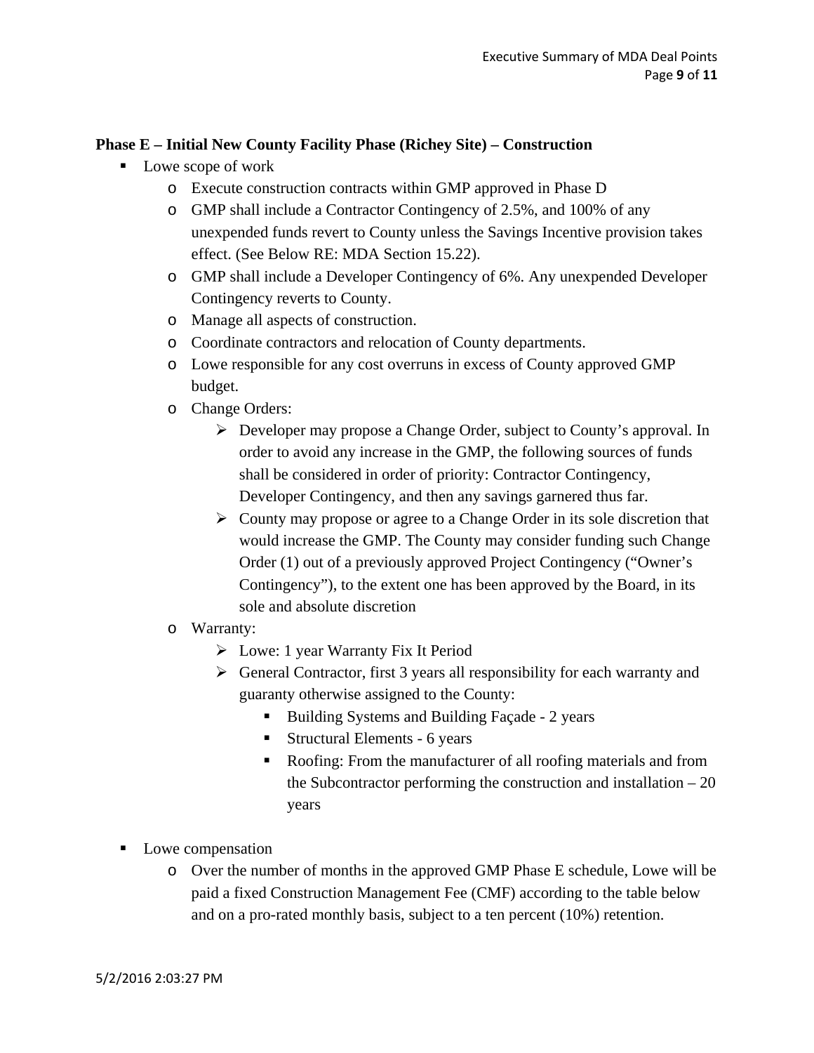**Phase E – Initial New County Facility Phase (Richey Site) – Construction**

- Lowe scope of work
  - Execute construction contracts within GMP approved in Phase D
  - GMP shall include a Contractor Contingency of 2.5%, and 100% of any unexpended funds revert to County unless the Savings Incentive provision takes effect. (See Below RE: MDA Section 15.22).
  - GMP shall include a Developer Contingency of 6%. Any unexpended Developer Contingency reverts to County.
  - Manage all aspects of construction.
  - Coordinate contractors and relocation of County departments.
  - Lowe responsible for any cost overruns in excess of County approved GMP budget.
  - Change Orders:
    - Developer may propose a Change Order, subject to County's approval. In order to avoid any increase in the GMP, the following sources of funds shall be considered in order of priority: Contractor Contingency, Developer Contingency, and then any savings garnered thus far.
    - County may propose or agree to a Change Order in its sole discretion that would increase the GMP. The County may consider funding such Change Order (1) out of a previously approved Project Contingency ("Owner's Contingency"), to the extent one has been approved by the Board, in its sole and absolute discretion
  - Warranty:
    - Lowe: 1 year Warranty Fix It Period
    - General Contractor, first 3 years all responsibility for each warranty and guaranty otherwise assigned to the County:
      - Building Systems and Building Façade - 2 years
      - Structural Elements - 6 years
      - Roofing: From the manufacturer of all roofing materials and from the Subcontractor performing the construction and installation – 20 years

- Lowe compensation
  - Over the number of months in the approved GMP Phase E schedule, Lowe will be paid a fixed Construction Management Fee (CMF) according to the table below and on a pro-rated monthly basis, subject to a ten percent (10%) retention.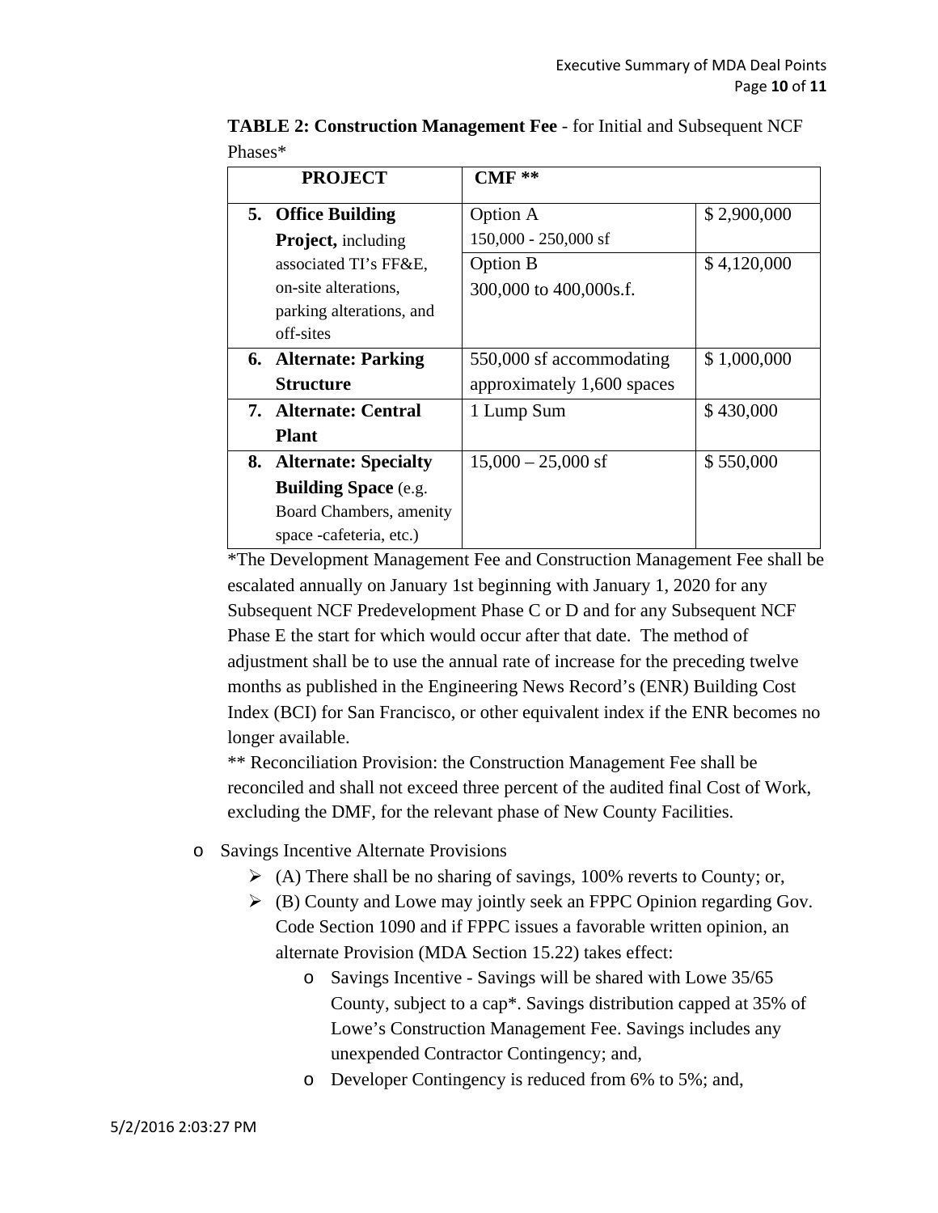**TABLE 2: Construction Management Fee** - for Initial and Subsequent NCF Phases*

| PROJECT | CMF ** | |
|---|---|---|
| 5. **Office Building Project,** including associated TI's FF&E, on-site alterations, parking alterations, and off-sites | Option A 150,000 - 250,000 sf | $ 2,900,000 |
| | Option B 300,000 to 400,000s.f. | $ 4,120,000 |
| 6. **Alternate: Parking Structure** | 550,000 sf accommodating approximately 1,600 spaces | $ 1,000,000 |
| 7. **Alternate: Central Plant** | 1 Lump Sum | $ 430,000 |
| 8. **Alternate: Specialty Building Space** (e.g. Board Chambers, amenity space -cafeteria, etc.) | 15,000 – 25,000 sf | $ 550,000 |

*The Development Management Fee and Construction Management Fee shall be escalated annually on January 1st beginning with January 1, 2020 for any Subsequent NCF Predevelopment Phase C or D and for any Subsequent NCF Phase E the start for which would occur after that date. The method of adjustment shall be to use the annual rate of increase for the preceding twelve months as published in the Engineering News Record's (ENR) Building Cost Index (BCI) for San Francisco, or other equivalent index if the ENR becomes no longer available.

** Reconciliation Provision: the Construction Management Fee shall be reconciled and shall not exceed three percent of the audited final Cost of Work, excluding the DMF, for the relevant phase of New County Facilities.

- Savings Incentive Alternate Provisions
  - (A) There shall be no sharing of savings, 100% reverts to County; or,
  - (B) County and Lowe may jointly seek an FPPC Opinion regarding Gov. Code Section 1090 and if FPPC issues a favorable written opinion, an alternate Provision (MDA Section 15.22) takes effect:
    - Savings Incentive - Savings will be shared with Lowe 35/65 County, subject to a cap*. Savings distribution capped at 35% of Lowe's Construction Management Fee. Savings includes any unexpended Contractor Contingency; and,
    - Developer Contingency is reduced from 6% to 5%; and,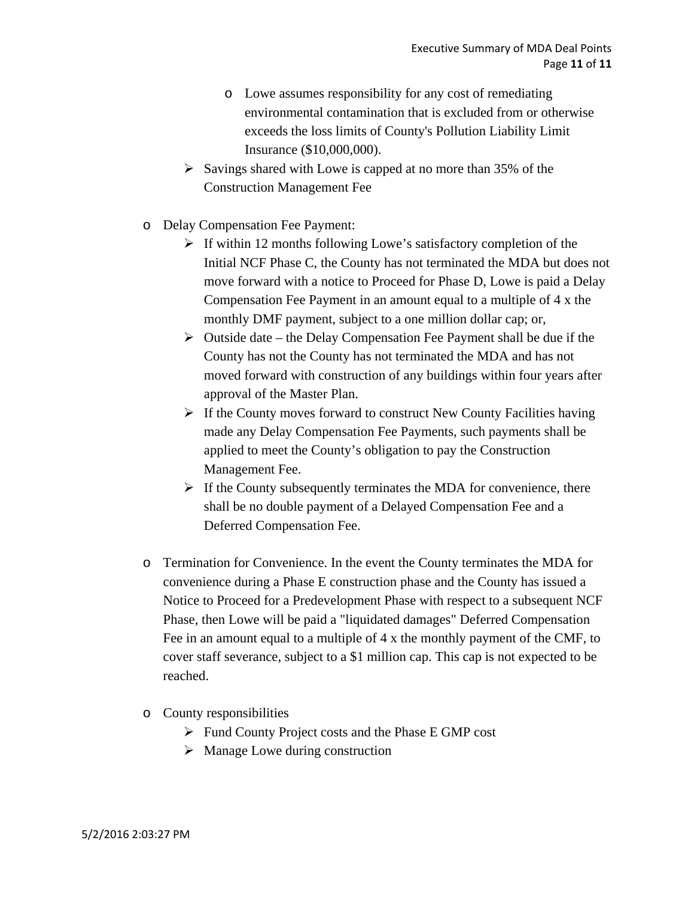- Lowe assumes responsibility for any cost of remediating environmental contamination that is excluded from or otherwise exceeds the loss limits of County's Pollution Liability Limit Insurance ($10,000,000).
  - Savings shared with Lowe is capped at no more than 35% of the Construction Management Fee

- Delay Compensation Fee Payment:
  - If within 12 months following Lowe's satisfactory completion of the Initial NCF Phase C, the County has not terminated the MDA but does not move forward with a notice to Proceed for Phase D, Lowe is paid a Delay Compensation Fee Payment in an amount equal to a multiple of 4 x the monthly DMF payment, subject to a one million dollar cap; or,
  - Outside date – the Delay Compensation Fee Payment shall be due if the County has not the County has not terminated the MDA and has not moved forward with construction of any buildings within four years after approval of the Master Plan.
  - If the County moves forward to construct New County Facilities having made any Delay Compensation Fee Payments, such payments shall be applied to meet the County's obligation to pay the Construction Management Fee.
  - If the County subsequently terminates the MDA for convenience, there shall be no double payment of a Delayed Compensation Fee and a Deferred Compensation Fee.

- Termination for Convenience. In the event the County terminates the MDA for convenience during a Phase E construction phase and the County has issued a Notice to Proceed for a Predevelopment Phase with respect to a subsequent NCF Phase, then Lowe will be paid a "liquidated damages" Deferred Compensation Fee in an amount equal to a multiple of 4 x the monthly payment of the CMF, to cover staff severance, subject to a $1 million cap. This cap is not expected to be reached.

- County responsibilities
  - Fund County Project costs and the Phase E GMP cost
  - Manage Lowe during construction